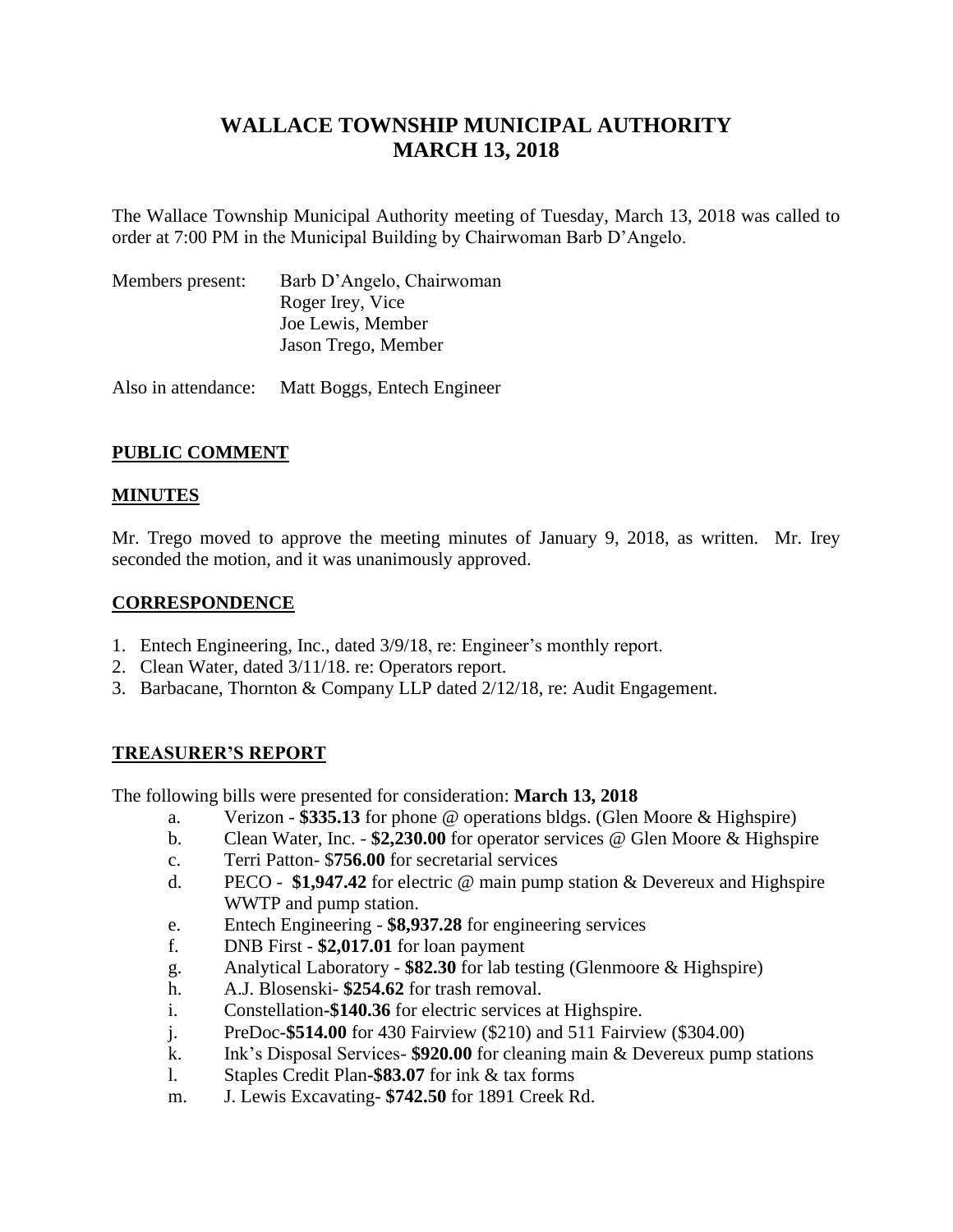# WALLACE TOWNSHIP MUNICIPAL AUTHORITY
# MARCH 13, 2018

The Wallace Township Municipal Authority meeting of Tuesday, March 13, 2018 was called to order at 7:00 PM in the Municipal Building by Chairwoman Barb D'Angelo.

Members present: Barb D'Angelo, Chairwoman
Roger Irey, Vice
Joe Lewis, Member
Jason Trego, Member

Also in attendance: Matt Boggs, Entech Engineer

## PUBLIC COMMENT

## MINUTES

Mr. Trego moved to approve the meeting minutes of January 9, 2018, as written. Mr. Irey seconded the motion, and it was unanimously approved.

## CORRESPONDENCE

1. Entech Engineering, Inc., dated 3/9/18, re: Engineer's monthly report.
2. Clean Water, dated 3/11/18. re: Operators report.
3. Barbacane, Thornton & Company LLP dated 2/12/18, re: Audit Engagement.

## TREASURER'S REPORT

The following bills were presented for consideration: **March 13, 2018**

a. Verizon - **$335.13** for phone @ operations bldgs. (Glen Moore & Highspire)
b. Clean Water, Inc. - **$2,230.00** for operator services @ Glen Moore & Highspire
c. Terri Patton- $**756.00** for secretarial services
d. PECO - **$1,947.42** for electric @ main pump station & Devereux and Highspire WWTP and pump station.
e. Entech Engineering - **$8,937.28** for engineering services
f. DNB First - **$2,017.01** for loan payment
g. Analytical Laboratory - **$82.30** for lab testing (Glenmoore & Highspire)
h. A.J. Blosenski- **$254.62** for trash removal.
i. Constellation**-$140.36** for electric services at Highspire.
j. PreDoc**-$514.00** for 430 Fairview ($210) and 511 Fairview ($304.00)
k. Ink's Disposal Services- **$920.00** for cleaning main & Devereux pump stations
l. Staples Credit Plan**-$83.07** for ink & tax forms
m. J. Lewis Excavating- **$742.50** for 1891 Creek Rd.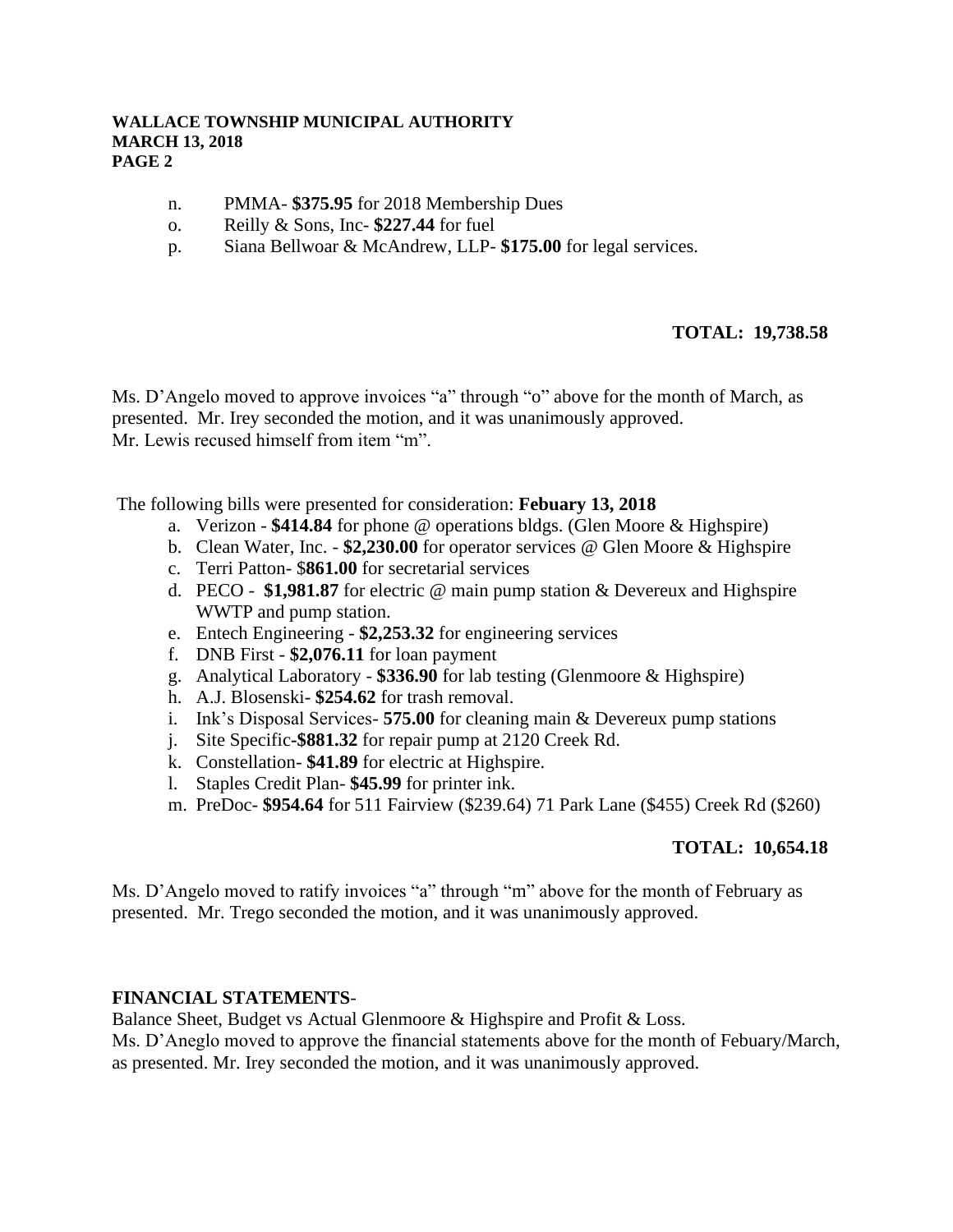- n. PMMA- **$375.95** for 2018 Membership Dues
- o. Reilly & Sons, Inc- **$227.44** for fuel
- p. Siana Bellwoar & McAndrew, LLP- **$175.00** for legal services.

**TOTAL: 19,738.58**

Ms. D'Angelo moved to approve invoices "a" through "o" above for the month of March, as presented. Mr. Irey seconded the motion, and it was unanimously approved.
Mr. Lewis recused himself from item "m".

The following bills were presented for consideration: **Febuary 13, 2018**

- a. Verizon - **$414.84** for phone @ operations bldgs. (Glen Moore & Highspire)
- b. Clean Water, Inc. - **$2,230.00** for operator services @ Glen Moore & Highspire
- c. Terri Patton- $**861.00** for secretarial services
- d. PECO - **$1,981.87** for electric @ main pump station & Devereux and Highspire WWTP and pump station.
- e. Entech Engineering - **$2,253.32** for engineering services
- f. DNB First - $**2,076.11** for loan payment
- g. Analytical Laboratory - **$336.90** for lab testing (Glenmoore & Highspire)
- h. A.J. Blosenski- **$254.62** for trash removal.
- i. Ink's Disposal Services- **575.00** for cleaning main & Devereux pump stations
- j. Site Specific-**$881.32** for repair pump at 2120 Creek Rd.
- k. Constellation- **$41.89** for electric at Highspire.
- l. Staples Credit Plan- **$45.99** for printer ink.
- m. PreDoc- **$954.64** for 511 Fairview ($239.64) 71 Park Lane ($455) Creek Rd ($260)

**TOTAL: 10,654.18**

Ms. D'Angelo moved to ratify invoices "a" through "m" above for the month of February as presented. Mr. Trego seconded the motion, and it was unanimously approved.

**FINANCIAL STATEMENTS**-

Balance Sheet, Budget vs Actual Glenmoore & Highspire and Profit & Loss.
Ms. D'Aneglo moved to approve the financial statements above for the month of Febuary/March, as presented. Mr. Irey seconded the motion, and it was unanimously approved.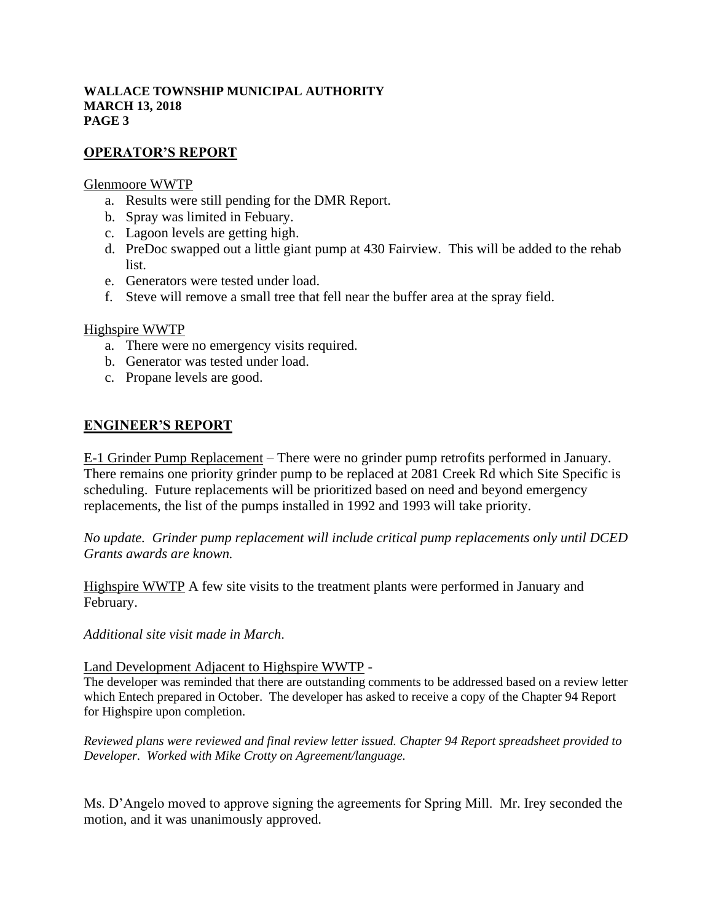## OPERATOR'S REPORT

Glenmoore WWTP

a. Results were still pending for the DMR Report.
b. Spray was limited in Febuary.
c. Lagoon levels are getting high.
d. PreDoc swapped out a little giant pump at 430 Fairview. This will be added to the rehab list.
e. Generators were tested under load.
f. Steve will remove a small tree that fell near the buffer area at the spray field.

Highspire WWTP

a. There were no emergency visits required.
b. Generator was tested under load.
c. Propane levels are good.

## ENGINEER'S REPORT

E-1 Grinder Pump Replacement – There were no grinder pump retrofits performed in January. There remains one priority grinder pump to be replaced at 2081 Creek Rd which Site Specific is scheduling. Future replacements will be prioritized based on need and beyond emergency replacements, the list of the pumps installed in 1992 and 1993 will take priority.

*No update. Grinder pump replacement will include critical pump replacements only until DCED Grants awards are known.*

Highspire WWTP A few site visits to the treatment plants were performed in January and February.

*Additional site visit made in March.*

Land Development Adjacent to Highspire WWTP -
The developer was reminded that there are outstanding comments to be addressed based on a review letter which Entech prepared in October. The developer has asked to receive a copy of the Chapter 94 Report for Highspire upon completion.

*Reviewed plans were reviewed and final review letter issued. Chapter 94 Report spreadsheet provided to Developer. Worked with Mike Crotty on Agreement/language.*

Ms. D'Angelo moved to approve signing the agreements for Spring Mill. Mr. Irey seconded the motion, and it was unanimously approved.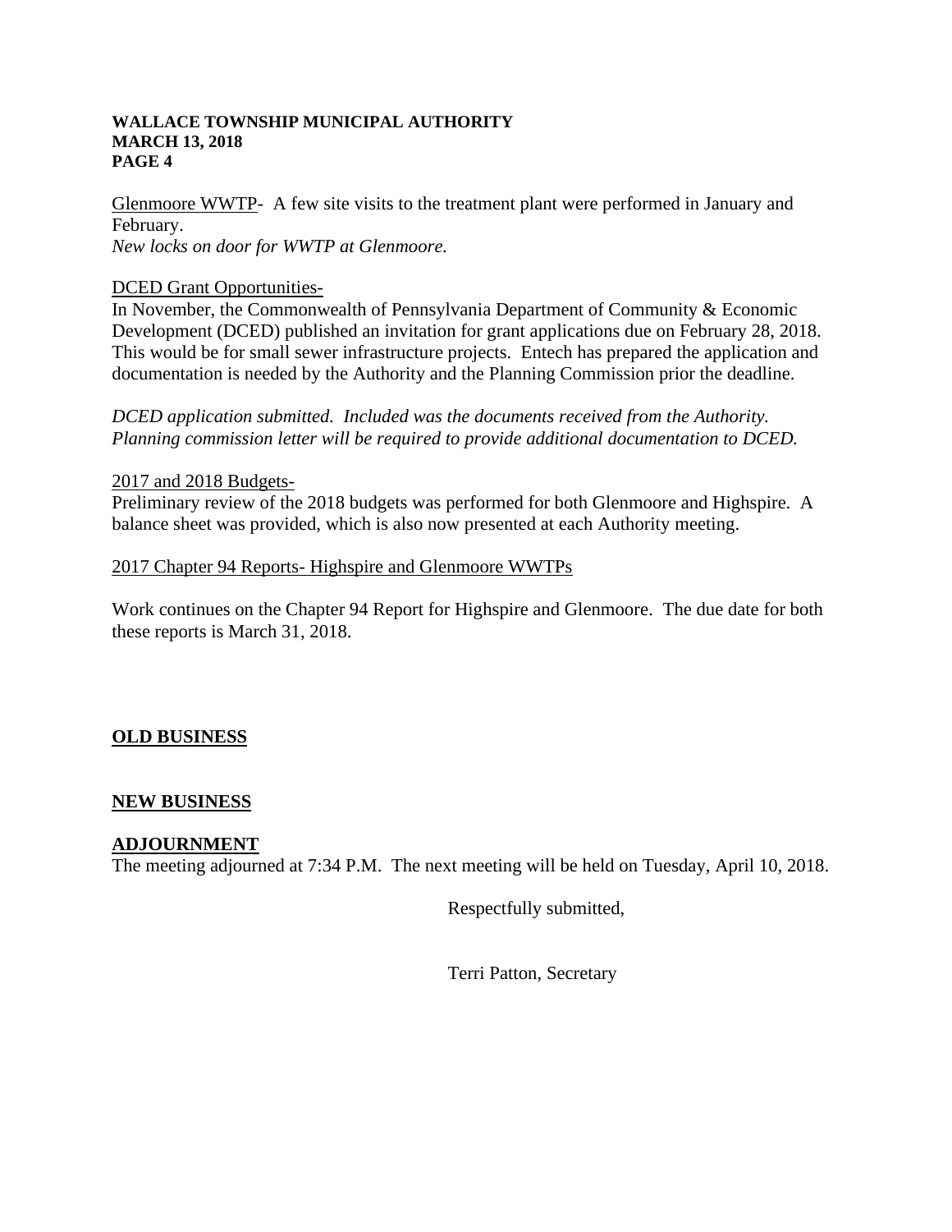Glenmoore WWTP- A few site visits to the treatment plant were performed in January and February.
*New locks on door for WWTP at Glenmoore.*

DCED Grant Opportunities-
In November, the Commonwealth of Pennsylvania Department of Community & Economic Development (DCED) published an invitation for grant applications due on February 28, 2018. This would be for small sewer infrastructure projects. Entech has prepared the application and documentation is needed by the Authority and the Planning Commission prior the deadline.

*DCED application submitted. Included was the documents received from the Authority. Planning commission letter will be required to provide additional documentation to DCED.*

2017 and 2018 Budgets-
Preliminary review of the 2018 budgets was performed for both Glenmoore and Highspire. A balance sheet was provided, which is also now presented at each Authority meeting.

2017 Chapter 94 Reports- Highspire and Glenmoore WWTPs

Work continues on the Chapter 94 Report for Highspire and Glenmoore. The due date for both these reports is March 31, 2018.

## OLD BUSINESS

## NEW BUSINESS

## ADJOURNMENT

The meeting adjourned at 7:34 P.M. The next meeting will be held on Tuesday, April 10, 2018.

Respectfully submitted,

Terri Patton, Secretary